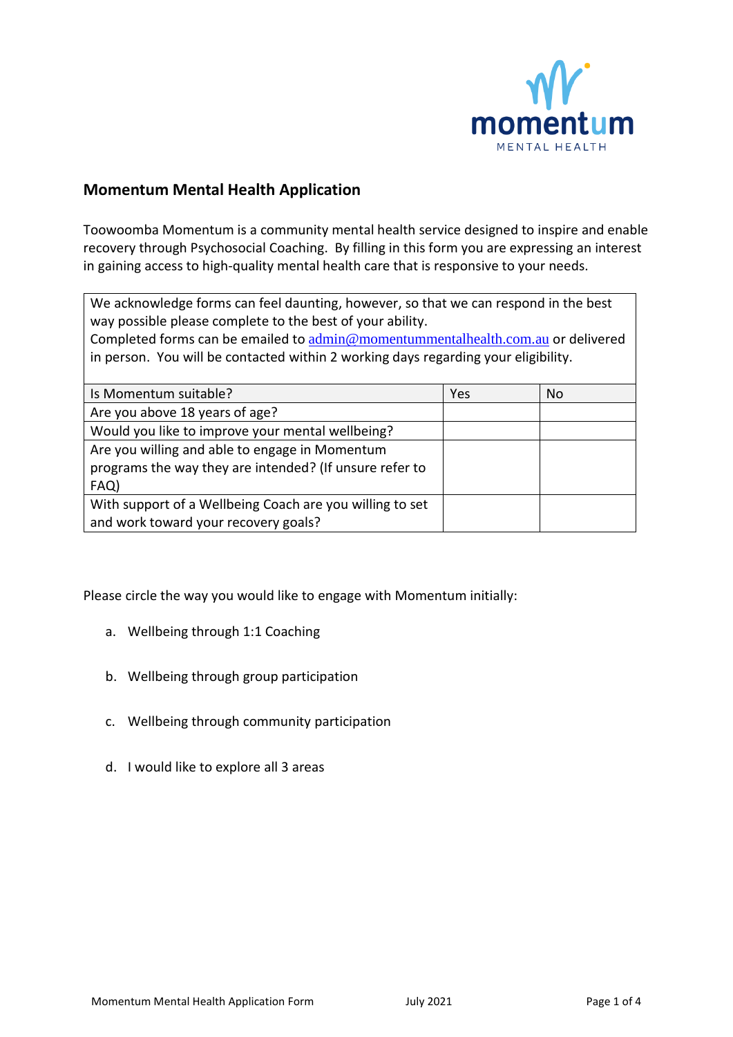# Momentum Mental Health Application

Toowoomba Momentum is a community mental health service designed to inspire and enable recovery through Psychosocial Coaching. By filling in this form you are expressing an interest in gaining access to high-quality mental health care that is responsive to your needs.

We acknowledge forms can feel daunting, however, so that we can respond in the best way possible please complete to the best of your ability.
Completed forms can be emailed to admin@momentummentalhealth.com.au or delivered in person. You will be contacted within 2 working days regarding your eligibility.

| Is Momentum suitable? | Yes | No |
|---|---|---|
| Are you above 18 years of age? | | |
| Would you like to improve your mental wellbeing? | | |
| Are you willing and able to engage in Momentum programs the way they are intended? (If unsure refer to FAQ) | | |
| With support of a Wellbeing Coach are you willing to set and work toward your recovery goals? | | |

Please circle the way you would like to engage with Momentum initially:

a. Wellbeing through 1:1 Coaching

b. Wellbeing through group participation

c. Wellbeing through community participation

d. I would like to explore all 3 areas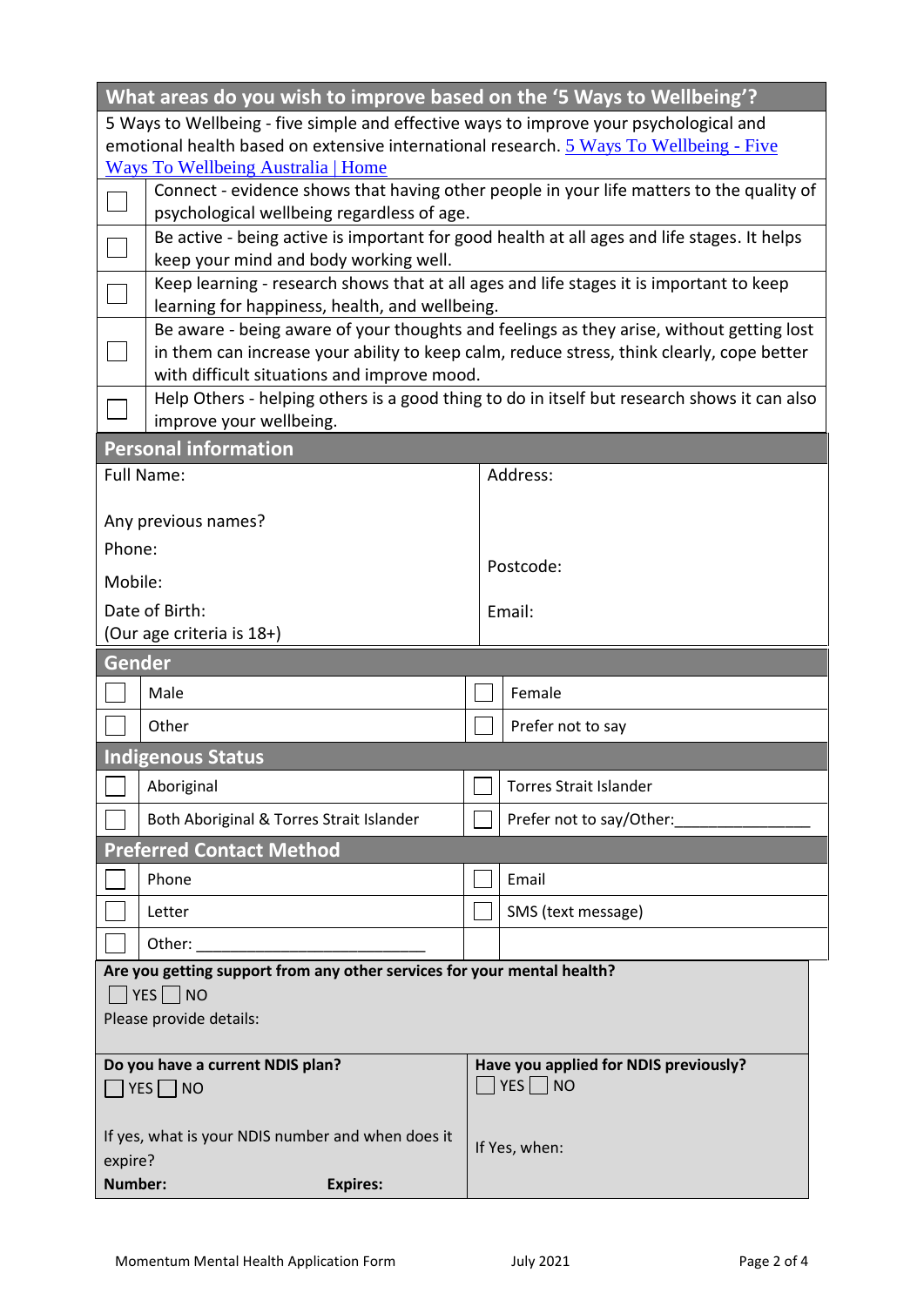## What areas do you wish to improve based on the '5 Ways to Wellbeing'?

5 Ways to Wellbeing - five simple and effective ways to improve your psychological and emotional health based on extensive international research. [5 Ways To Wellbeing - Five Ways To Wellbeing Australia | Home]

| | |
|---|---|
| ☐ | Connect - evidence shows that having other people in your life matters to the quality of psychological wellbeing regardless of age. |
| ☐ | Be active - being active is important for good health at all ages and life stages. It helps keep your mind and body working well. |
| ☐ | Keep learning - research shows that at all ages and life stages it is important to keep learning for happiness, health, and wellbeing. |
| ☐ | Be aware - being aware of your thoughts and feelings as they arise, without getting lost in them can increase your ability to keep calm, reduce stress, think clearly, cope better with difficult situations and improve mood. |
| ☐ | Help Others - helping others is a good thing to do in itself but research shows it can also improve your wellbeing. |

## Personal information

| | |
|---|---|
| Full Name: | Address: |
| Any previous names? | |
| Phone: | |
| Mobile: | Postcode: |
| Date of Birth: (Our age criteria is 18+) | Email: |

## Gender

| | | | |
|---|---|---|---|
| ☐ | Male | ☐ | Female |
| ☐ | Other | ☐ | Prefer not to say |

## Indigenous Status

| | | | |
|---|---|---|---|
| ☐ | Aboriginal | ☐ | Torres Strait Islander |
| ☐ | Both Aboriginal & Torres Strait Islander | ☐ | Prefer not to say/Other:_______________ |

## Preferred Contact Method

| | | | |
|---|---|---|---|
| ☐ | Phone | ☐ | Email |
| ☐ | Letter | ☐ | SMS (text message) |
| ☐ | Other: ___________________________ | | |

**Are you getting support from any other services for your mental health?**

☐ YES ☐ NO

Please provide details:

| | |
|---|---|
| **Do you have a current NDIS plan?**<br>☐ YES ☐ NO<br><br>If yes, what is your NDIS number and when does it expire?<br>**Number:** **Expires:** | **Have you applied for NDIS previously?**<br>☐ YES ☐ NO<br><br>If Yes, when: |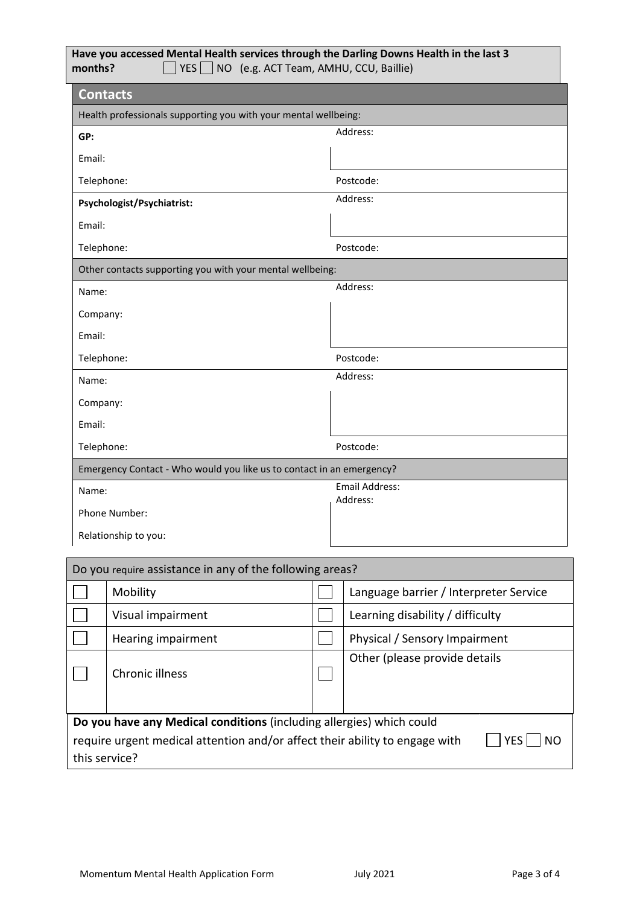**Have you accessed Mental Health services through the Darling Downs Health in the last 3 months?** ☐ YES ☐ NO (e.g. ACT Team, AMHU, CCU, Baillie)

## Contacts

| Health professionals supporting you with your mental wellbeing: | |
|---|---|
| **GP:** | Address: |
| Email: | |
| Telephone: | Postcode: |
| **Psychologist/Psychiatrist:** | Address: |
| Email: | |
| Telephone: | Postcode: |

| Other contacts supporting you with your mental wellbeing: | |
|---|---|
| Name: | Address: |
| Company: | |
| Email: | |
| Telephone: | Postcode: |
| Name: | Address: |
| Company: | |
| Email: | |
| Telephone: | Postcode: |

| Emergency Contact - Who would you like us to contact in an emergency? | |
|---|---|
| Name: | Email Address: |
| Phone Number: | Address: |
| Relationship to you: | |

| Do you require assistance in any of the following areas? | | | |
|---|---|---|---|
| ☐ | Mobility | ☐ | Language barrier / Interpreter Service |
| ☐ | Visual impairment | ☐ | Learning disability / difficulty |
| ☐ | Hearing impairment | ☐ | Physical / Sensory Impairment |
| ☐ | Chronic illness | ☐ | Other (please provide details |

**Do you have any Medical conditions** (including allergies) which could require urgent medical attention and/or affect their ability to engage with this service? ☐ YES ☐ NO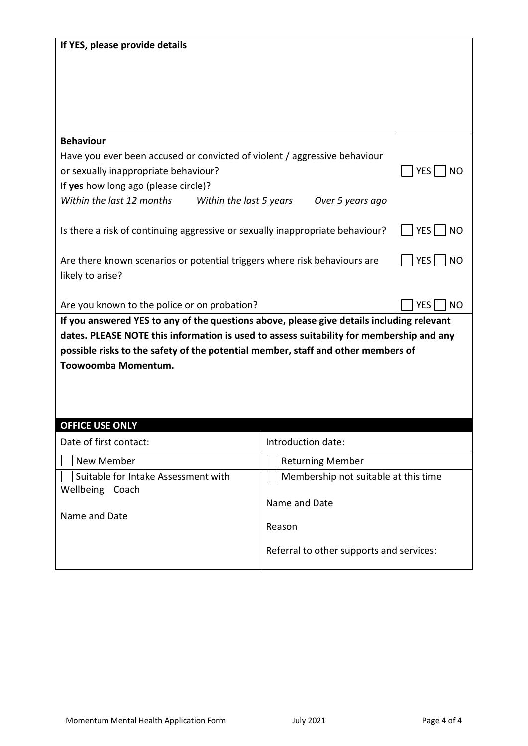**If YES, please provide details**

**Behaviour**

Have you ever been accused or convicted of violent / aggressive behaviour or sexually inappropriate behaviour? ☐ YES ☐ NO

If **yes** how long ago (please circle)?

*Within the last 12 months* *Within the last 5 years* *Over 5 years ago*

Is there a risk of continuing aggressive or sexually inappropriate behaviour? ☐ YES ☐ NO

Are there known scenarios or potential triggers where risk behaviours are likely to arise? ☐ YES ☐ NO

Are you known to the police or on probation? ☐ YES ☐ NO

**If you answered YES to any of the questions above, please give details including relevant dates. PLEASE NOTE this information is used to assess suitability for membership and any possible risks to the safety of the potential member, staff and other members of Toowoomba Momentum.**

**OFFICE USE ONLY**

| | |
|---|---|
| Date of first contact: | Introduction date: |
| ☐ New Member | ☐ Returning Member |
| ☐ Suitable for Intake Assessment with Wellbeing Coach<br><br>Name and Date | ☐ Membership not suitable at this time<br><br>Name and Date<br><br>Reason<br><br>Referral to other supports and services: |